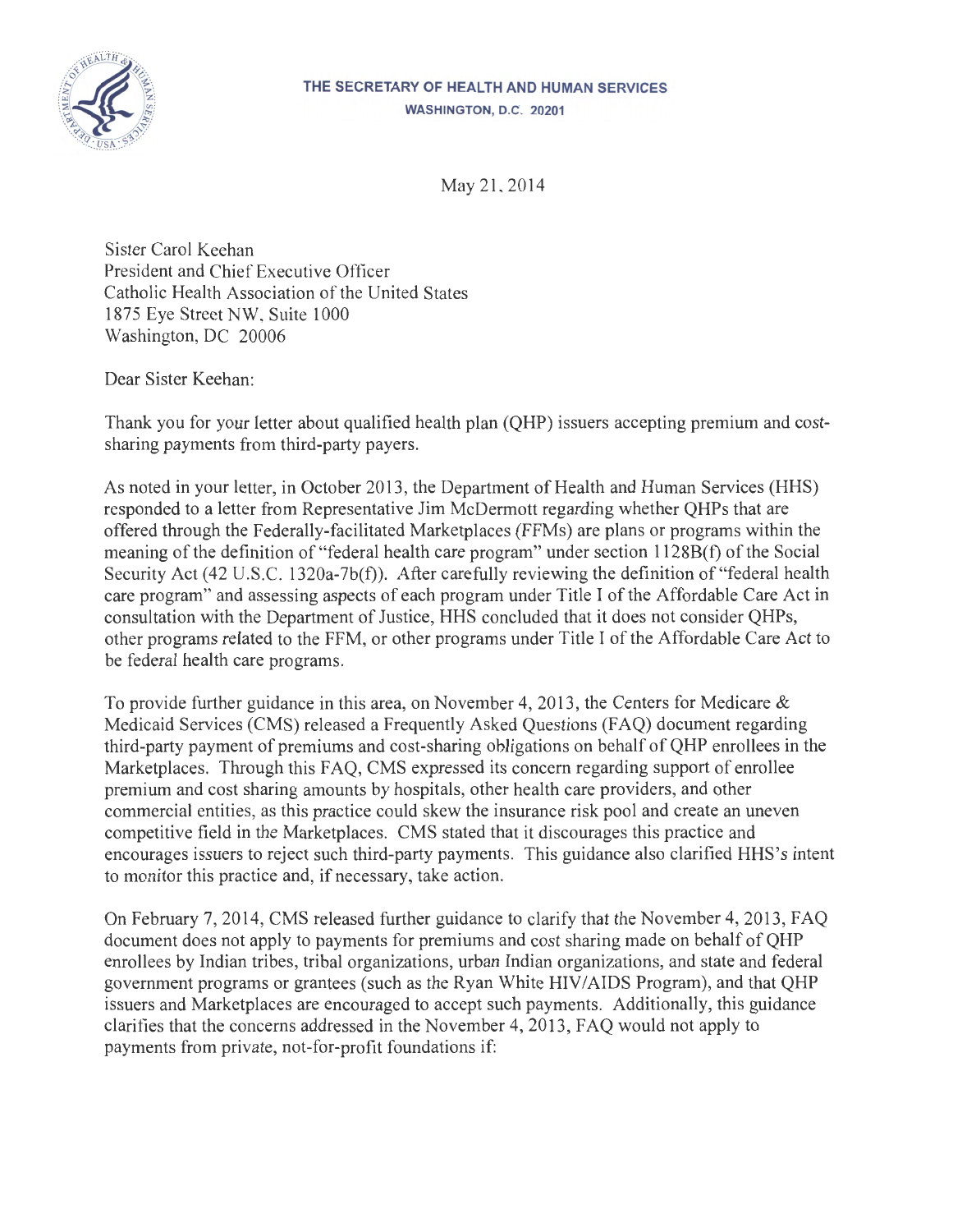THE SECRETARY OF HEALTH AND HUMAN SERVICES
WASHINGTON, D.C. 20201

May 21, 2014

Sister Carol Keehan
President and Chief Executive Officer
Catholic Health Association of the United States
1875 Eye Street NW, Suite 1000
Washington, DC 20006

Dear Sister Keehan:

Thank you for your letter about qualified health plan (QHP) issuers accepting premium and cost-sharing payments from third-party payers.

As noted in your letter, in October 2013, the Department of Health and Human Services (HHS) responded to a letter from Representative Jim McDermott regarding whether QHPs that are offered through the Federally-facilitated Marketplaces (FFMs) are plans or programs within the meaning of the definition of "federal health care program" under section 1128B(f) of the Social Security Act (42 U.S.C. 1320a-7b(f)). After carefully reviewing the definition of "federal health care program" and assessing aspects of each program under Title I of the Affordable Care Act in consultation with the Department of Justice, HHS concluded that it does not consider QHPs, other programs related to the FFM, or other programs under Title I of the Affordable Care Act to be federal health care programs.

To provide further guidance in this area, on November 4, 2013, the Centers for Medicare & Medicaid Services (CMS) released a Frequently Asked Questions (FAQ) document regarding third-party payment of premiums and cost-sharing obligations on behalf of QHP enrollees in the Marketplaces. Through this FAQ, CMS expressed its concern regarding support of enrollee premium and cost sharing amounts by hospitals, other health care providers, and other commercial entities, as this practice could skew the insurance risk pool and create an uneven competitive field in the Marketplaces. CMS stated that it discourages this practice and encourages issuers to reject such third-party payments. This guidance also clarified HHS's intent to monitor this practice and, if necessary, take action.

On February 7, 2014, CMS released further guidance to clarify that the November 4, 2013, FAQ document does not apply to payments for premiums and cost sharing made on behalf of QHP enrollees by Indian tribes, tribal organizations, urban Indian organizations, and state and federal government programs or grantees (such as the Ryan White HIV/AIDS Program), and that QHP issuers and Marketplaces are encouraged to accept such payments. Additionally, this guidance clarifies that the concerns addressed in the November 4, 2013, FAQ would not apply to payments from private, not-for-profit foundations if: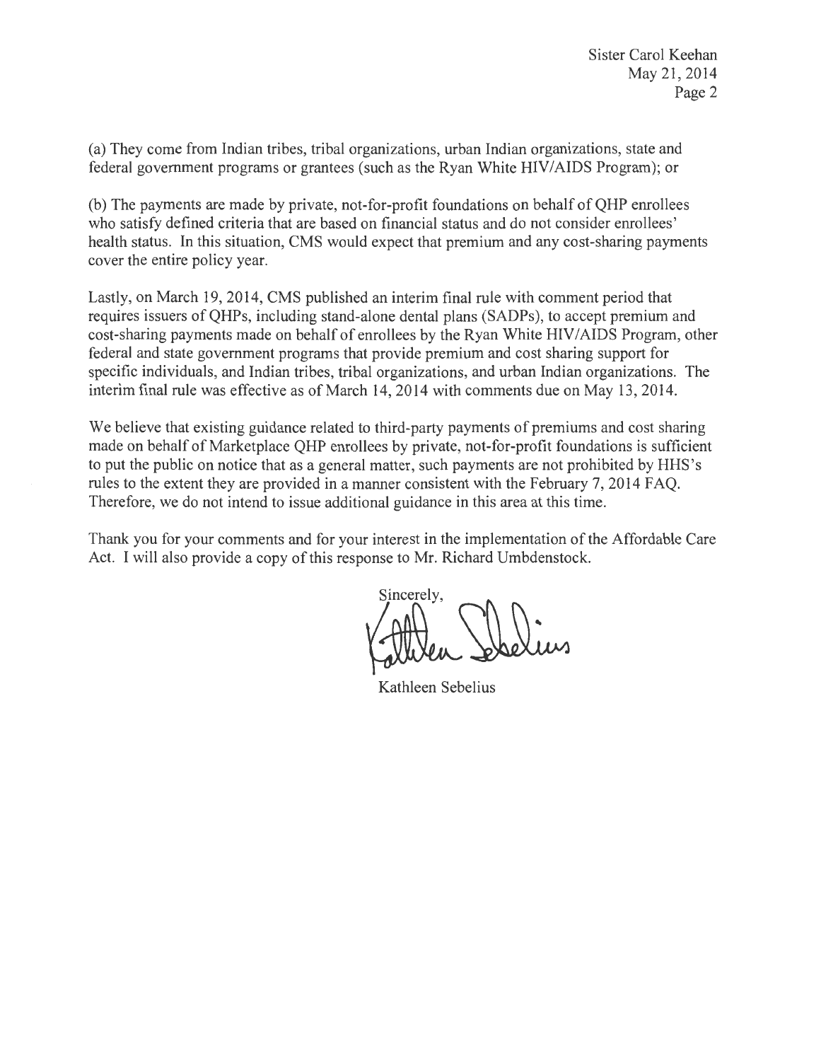(a) They come from Indian tribes, tribal organizations, urban Indian organizations, state and federal government programs or grantees (such as the Ryan White HIV/AIDS Program); or

(b) The payments are made by private, not-for-profit foundations on behalf of QHP enrollees who satisfy defined criteria that are based on financial status and do not consider enrollees' health status. In this situation, CMS would expect that premium and any cost-sharing payments cover the entire policy year.

Lastly, on March 19, 2014, CMS published an interim final rule with comment period that requires issuers of QHPs, including stand-alone dental plans (SADPs), to accept premium and cost-sharing payments made on behalf of enrollees by the Ryan White HIV/AIDS Program, other federal and state government programs that provide premium and cost sharing support for specific individuals, and Indian tribes, tribal organizations, and urban Indian organizations. The interim final rule was effective as of March 14, 2014 with comments due on May 13, 2014.

We believe that existing guidance related to third-party payments of premiums and cost sharing made on behalf of Marketplace QHP enrollees by private, not-for-profit foundations is sufficient to put the public on notice that as a general matter, such payments are not prohibited by HHS's rules to the extent they are provided in a manner consistent with the February 7, 2014 FAQ. Therefore, we do not intend to issue additional guidance in this area at this time.

Thank you for your comments and for your interest in the implementation of the Affordable Care Act. I will also provide a copy of this response to Mr. Richard Umbdenstock.

Sincerely,

Kathleen Sebelius